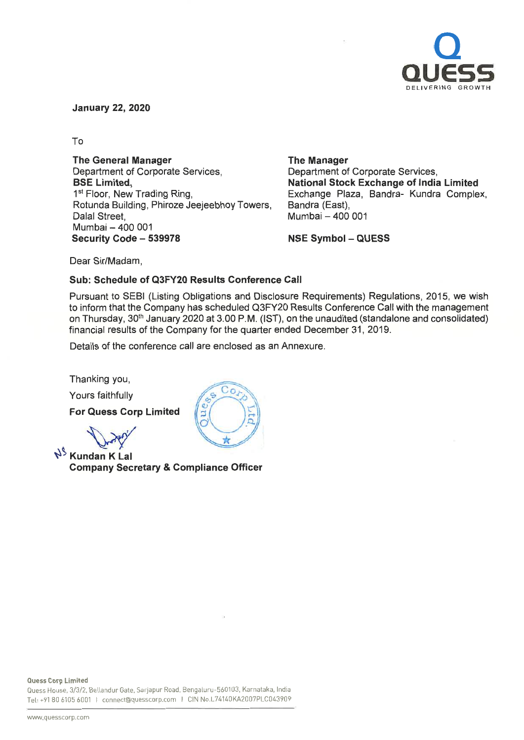**January 22, 2020**

To

**The General Manager**
Department of Corporate Services,
**BSE Limited,**
1st Floor, New Trading Ring,
Rotunda Building, Phiroze Jeejeebhoy Towers,
Dalal Street,
Mumbai – 400 001
**Security Code – 539978**

**The Manager**
Department of Corporate Services,
**National Stock Exchange of India Limited**
Exchange Plaza, Bandra- Kundra Complex,
Bandra (East),
Mumbai – 400 001

**NSE Symbol – QUESS**

Dear Sir/Madam,

**Sub: Schedule of Q3FY20 Results Conference Call**

Pursuant to SEBI (Listing Obligations and Disclosure Requirements) Regulations, 2015, we wish to inform that the Company has scheduled Q3FY20 Results Conference Call with the management on Thursday, 30th January 2020 at 3.00 P.M. (IST), on the unaudited (standalone and consolidated) financial results of the Company for the quarter ended December 31, 2019.

Details of the conference call are enclosed as an Annexure.

Thanking you,

Yours faithfully

**For Quess Corp Limited**

**Kundan K Lal**
**Company Secretary & Compliance Officer**

**Quess Corp Limited**
Quess House, 3/3/2, Bellandur Gate, Sarjapur Road, Bengaluru-560103, Karnataka, India
Tel: +91 80 6105 6001 | connect@quesscorp.com | CIN No.L74140KA2007PLC043909

www.quesscorp.com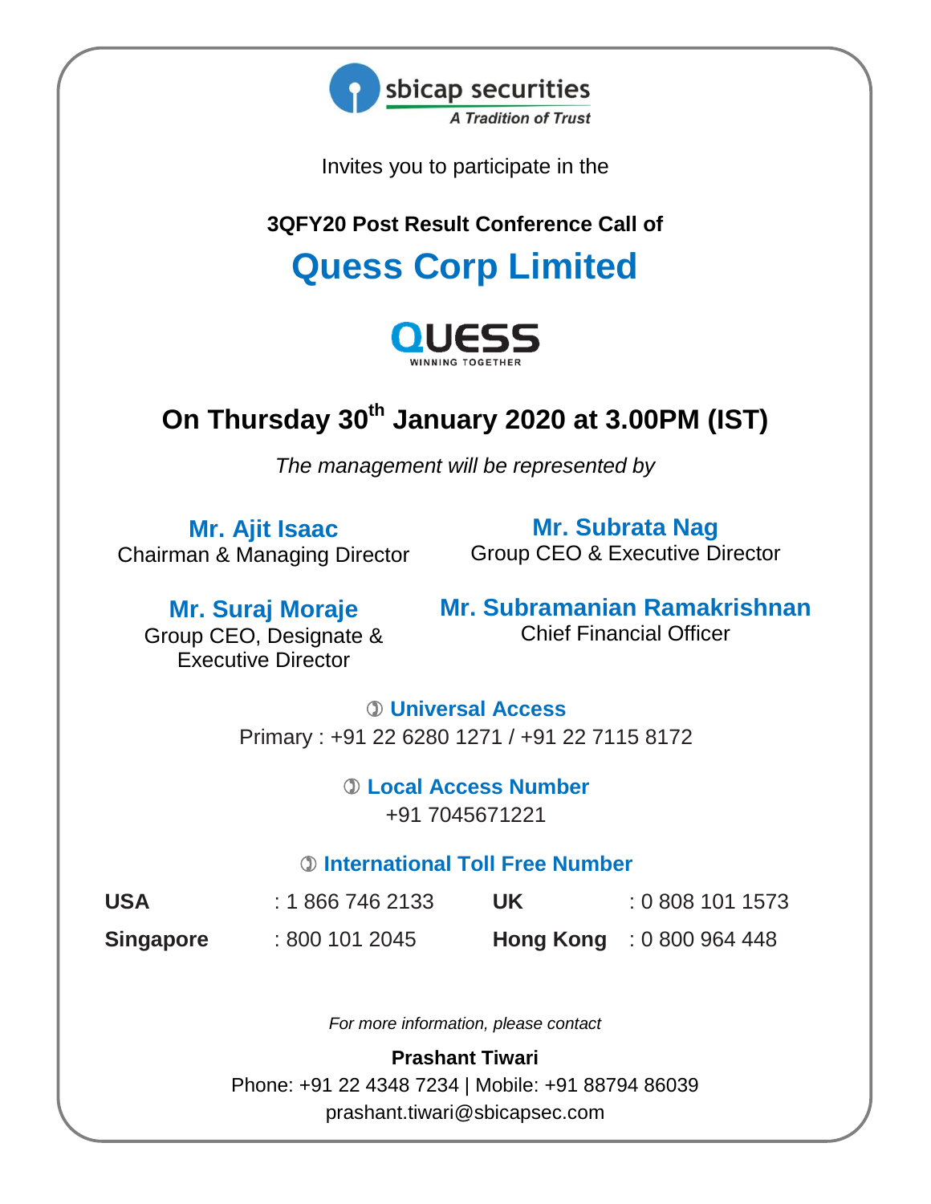sbicap securities

*A Tradition of Trust*

Invites you to participate in the

**3QFY20 Post Result Conference Call of**

# Quess Corp Limited

QUESS
WINNING TOGETHER

## On Thursday 30th January 2020 at 3.00PM (IST)

*The management will be represented by*

**Mr. Ajit Isaac**
Chairman & Managing Director

**Mr. Subrata Nag**
Group CEO & Executive Director

**Mr. Suraj Moraje**
Group CEO, Designate & Executive Director

**Mr. Subramanian Ramakrishnan**
Chief Financial Officer

**Universal Access**

Primary : +91 22 6280 1271 / +91 22 7115 8172

**Local Access Number**

+91 7045671221

**International Toll Free Number**

| | | | |
|---|---|---|---|
| **USA** | : 1 866 746 2133 | **UK** | : 0 808 101 1573 |
| **Singapore** | : 800 101 2045 | **Hong Kong** | : 0 800 964 448 |

*For more information, please contact*

**Prashant Tiwari**

Phone: +91 22 4348 7234 | Mobile: +91 88794 86039

prashant.tiwari@sbicapsec.com